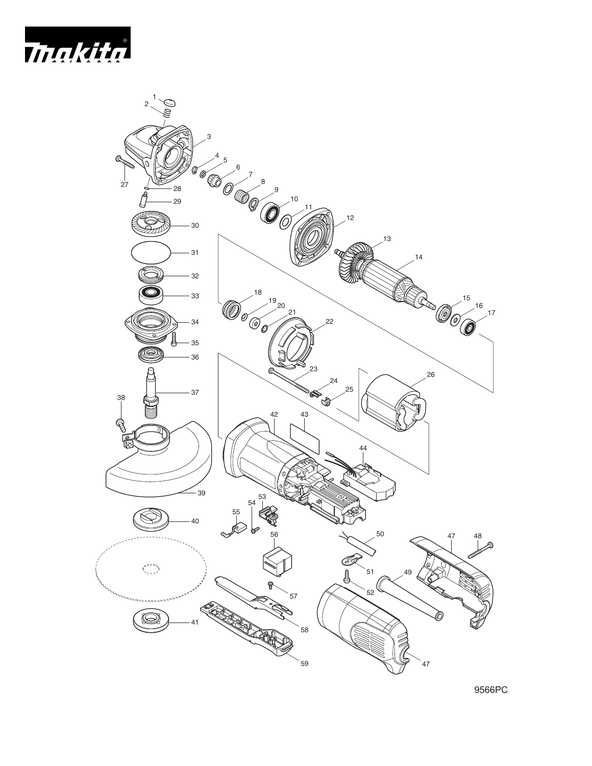makita

1
2
3
4
5
6
7
8
9
10
11
12
13
14
15
16
17
18
19
20
21
22
23
24
25
26
27
28
29
30
31
32
33
34
35
36
37
38
39
40
41
42
43
44
47
48
49
50
51
52
53
54
55
56
57
58
59
47

9566PC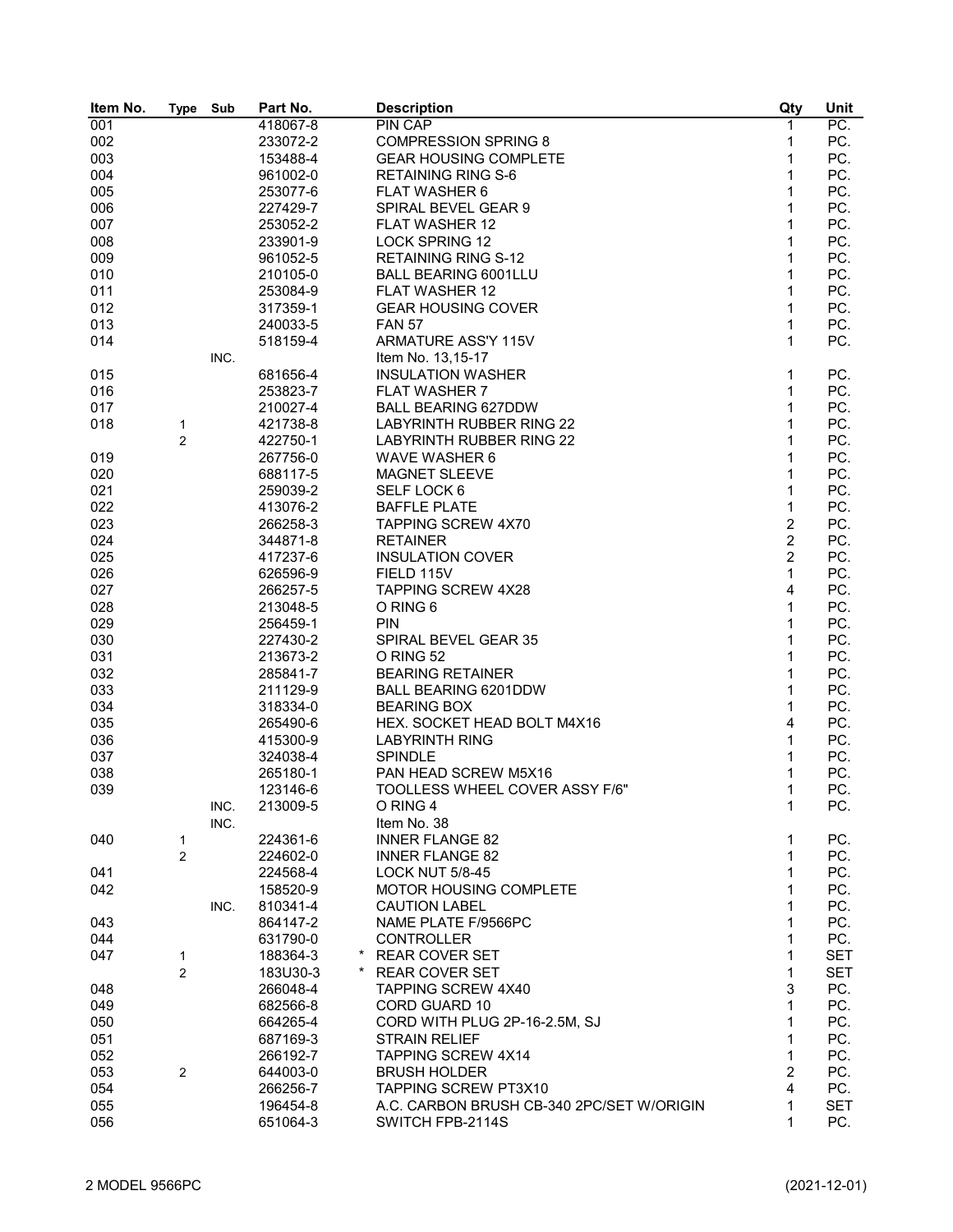| Item No. | Type | Sub | Part No. | Description | Qty | Unit |
|---|---|---|---|---|---|---|
| 001 | | | 418067-8 | PIN CAP | 1 | PC. |
| 002 | | | 233072-2 | COMPRESSION SPRING 8 | 1 | PC. |
| 003 | | | 153488-4 | GEAR HOUSING COMPLETE | 1 | PC. |
| 004 | | | 961002-0 | RETAINING RING S-6 | 1 | PC. |
| 005 | | | 253077-6 | FLAT WASHER 6 | 1 | PC. |
| 006 | | | 227429-7 | SPIRAL BEVEL GEAR 9 | 1 | PC. |
| 007 | | | 253052-2 | FLAT WASHER 12 | 1 | PC. |
| 008 | | | 233901-9 | LOCK SPRING 12 | 1 | PC. |
| 009 | | | 961052-5 | RETAINING RING S-12 | 1 | PC. |
| 010 | | | 210105-0 | BALL BEARING 6001LLU | 1 | PC. |
| 011 | | | 253084-9 | FLAT WASHER 12 | 1 | PC. |
| 012 | | | 317359-1 | GEAR HOUSING COVER | 1 | PC. |
| 013 | | | 240033-5 | FAN 57 | 1 | PC. |
| 014 | | | 518159-4 | ARMATURE ASS'Y 115V | 1 | PC. |
| | | INC. | | Item No. 13,15-17 | | |
| 015 | | | 681656-4 | INSULATION WASHER | 1 | PC. |
| 016 | | | 253823-7 | FLAT WASHER 7 | 1 | PC. |
| 017 | | | 210027-4 | BALL BEARING 627DDW | 1 | PC. |
| 018 | 1 | | 421738-8 | LABYRINTH RUBBER RING 22 | 1 | PC. |
| | 2 | | 422750-1 | LABYRINTH RUBBER RING 22 | 1 | PC. |
| 019 | | | 267756-0 | WAVE WASHER 6 | 1 | PC. |
| 020 | | | 688117-5 | MAGNET SLEEVE | 1 | PC. |
| 021 | | | 259039-2 | SELF LOCK 6 | 1 | PC. |
| 022 | | | 413076-2 | BAFFLE PLATE | 1 | PC. |
| 023 | | | 266258-3 | TAPPING SCREW 4X70 | 2 | PC. |
| 024 | | | 344871-8 | RETAINER | 2 | PC. |
| 025 | | | 417237-6 | INSULATION COVER | 2 | PC. |
| 026 | | | 626596-9 | FIELD 115V | 1 | PC. |
| 027 | | | 266257-5 | TAPPING SCREW 4X28 | 4 | PC. |
| 028 | | | 213048-5 | O RING 6 | 1 | PC. |
| 029 | | | 256459-1 | PIN | 1 | PC. |
| 030 | | | 227430-2 | SPIRAL BEVEL GEAR 35 | 1 | PC. |
| 031 | | | 213673-2 | O RING 52 | 1 | PC. |
| 032 | | | 285841-7 | BEARING RETAINER | 1 | PC. |
| 033 | | | 211129-9 | BALL BEARING 6201DDW | 1 | PC. |
| 034 | | | 318334-0 | BEARING BOX | 1 | PC. |
| 035 | | | 265490-6 | HEX. SOCKET HEAD BOLT M4X16 | 4 | PC. |
| 036 | | | 415300-9 | LABYRINTH RING | 1 | PC. |
| 037 | | | 324038-4 | SPINDLE | 1 | PC. |
| 038 | | | 265180-1 | PAN HEAD SCREW M5X16 | 1 | PC. |
| 039 | | | 123146-6 | TOOLLESS WHEEL COVER ASSY F/6" | 1 | PC. |
| | | INC. | 213009-5 | O RING 4 | 1 | PC. |
| | | INC. | | Item No. 38 | | |
| 040 | 1 | | 224361-6 | INNER FLANGE 82 | 1 | PC. |
| | 2 | | 224602-0 | INNER FLANGE 82 | 1 | PC. |
| 041 | | | 224568-4 | LOCK NUT 5/8-45 | 1 | PC. |
| 042 | | | 158520-9 | MOTOR HOUSING COMPLETE | 1 | PC. |
| | | INC. | 810341-4 | CAUTION LABEL | 1 | PC. |
| 043 | | | 864147-2 | NAME PLATE F/9566PC | 1 | PC. |
| 044 | | | 631790-0 | CONTROLLER | 1 | PC. |
| 047 | 1 | | 188364-3 | * REAR COVER SET | 1 | SET |
| | 2 | | 183U30-3 | * REAR COVER SET | 1 | SET |
| 048 | | | 266048-4 | TAPPING SCREW 4X40 | 3 | PC. |
| 049 | | | 682566-8 | CORD GUARD 10 | 1 | PC. |
| 050 | | | 664265-4 | CORD WITH PLUG 2P-16-2.5M, SJ | 1 | PC. |
| 051 | | | 687169-3 | STRAIN RELIEF | 1 | PC. |
| 052 | | | 266192-7 | TAPPING SCREW 4X14 | 1 | PC. |
| 053 | 2 | | 644003-0 | BRUSH HOLDER | 2 | PC. |
| 054 | | | 266256-7 | TAPPING SCREW PT3X10 | 4 | PC. |
| 055 | | | 196454-8 | A.C. CARBON BRUSH CB-340 2PC/SET W/ORIGIN | 1 | SET |
| 056 | | | 651064-3 | SWITCH FPB-2114S | 1 | PC. |

2 MODEL 9566PC (2021-12-01)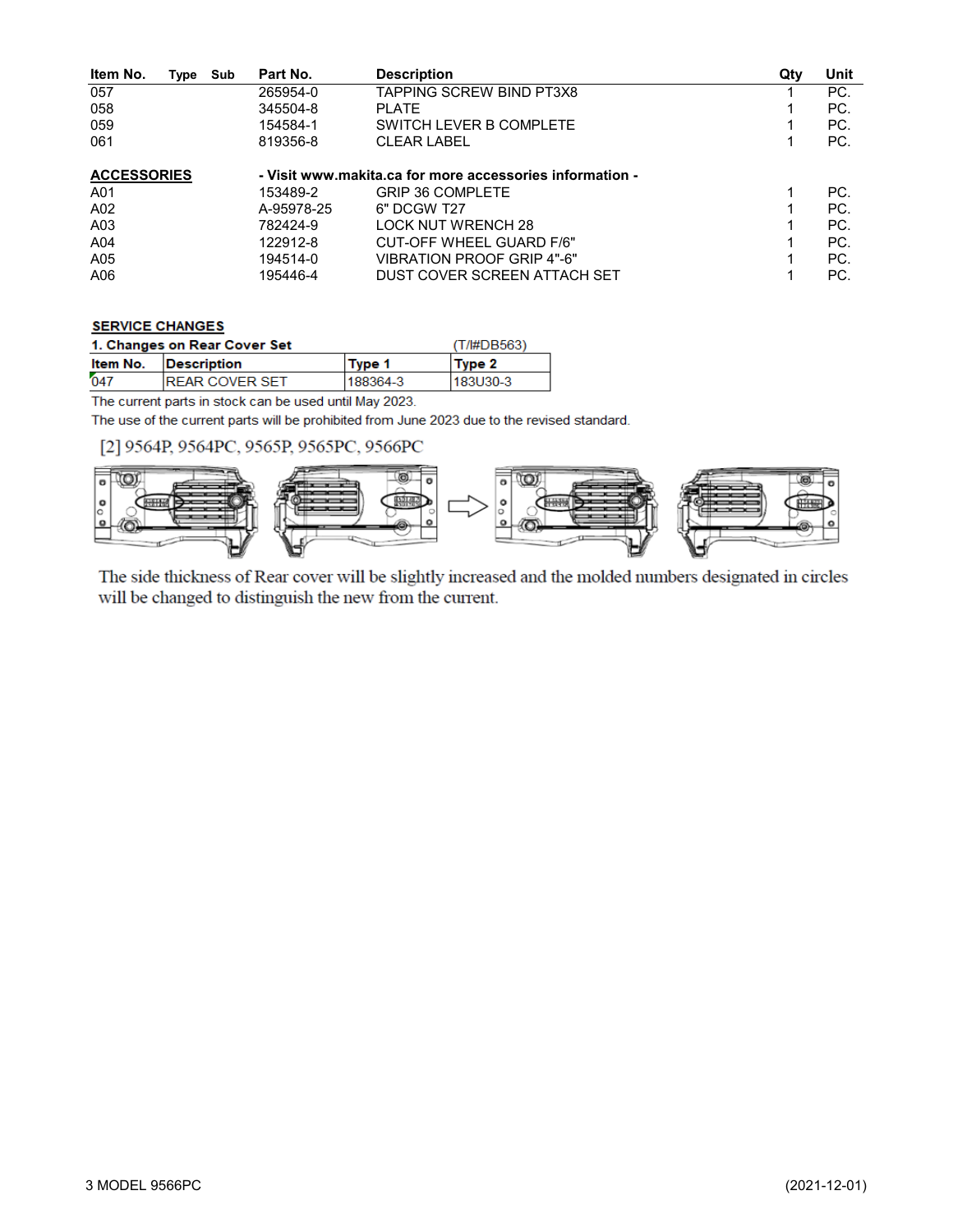| Item No. | Type | Sub | Part No. | Description | Qty | Unit |
|---|---|---|---|---|---|---|
| 057 | | | 265954-0 | TAPPING SCREW BIND PT3X8 | 1 | PC. |
| 058 | | | 345504-8 | PLATE | 1 | PC. |
| 059 | | | 154584-1 | SWITCH LEVER B COMPLETE | 1 | PC. |
| 061 | | | 819356-8 | CLEAR LABEL | 1 | PC. |

**ACCESSORIES** **- Visit www.makita.ca for more accessories information -**

| Item No. | Part No. | Description | Qty | Unit |
|---|---|---|---|---|
| A01 | 153489-2 | GRIP 36 COMPLETE | 1 | PC. |
| A02 | A-95978-25 | 6" DCGW T27 | 1 | PC. |
| A03 | 782424-9 | LOCK NUT WRENCH 28 | 1 | PC. |
| A04 | 122912-8 | CUT-OFF WHEEL GUARD F/6" | 1 | PC. |
| A05 | 194514-0 | VIBRATION PROOF GRIP 4"-6" | 1 | PC. |
| A06 | 195446-4 | DUST COVER SCREEN ATTACH SET | 1 | PC. |

**SERVICE CHANGES**

**1. Changes on Rear Cover Set** (T/I#DB563)

| Item No. | Description | Type 1 | Type 2 |
|---|---|---|---|
| 047 | REAR COVER SET | 188364-3 | 183U30-3 |

The current parts in stock can be used until May 2023.

The use of the current parts will be prohibited from June 2023 due to the revised standard.

[2] 9564P, 9564PC, 9565P, 9565PC, 9566PC

The side thickness of Rear cover will be slightly increased and the molded numbers designated in circles will be changed to distinguish the new from the current.